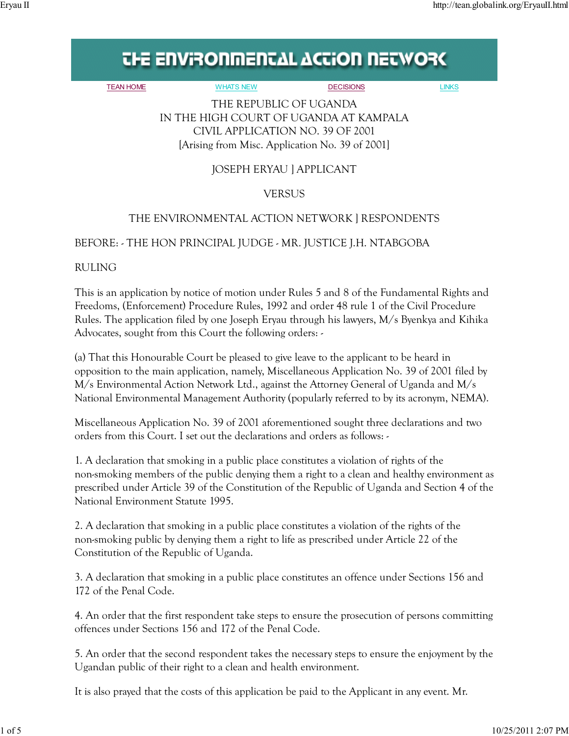# THE ENVIRONMENTAL ACTION NETWORK

TEAN HOME | WHATS NEW | DECISIONS | LINKS

THE REPUBLIC OF UGANDA
IN THE HIGH COURT OF UGANDA AT KAMPALA
CIVIL APPLICATION NO. 39 OF 2001
[Arising from Misc. Application No. 39 of 2001]

JOSEPH ERYAU ] APPLICANT

VERSUS

THE ENVIRONMENTAL ACTION NETWORK ] RESPONDENTS

BEFORE: - THE HON PRINCIPAL JUDGE - MR. JUSTICE J.H. NTABGOBA

RULING

This is an application by notice of motion under Rules 5 and 8 of the Fundamental Rights and Freedoms, (Enforcement) Procedure Rules, 1992 and order 48 rule 1 of the Civil Procedure Rules. The application filed by one Joseph Eryau through his lawyers, M/s Byenkya and Kihika Advocates, sought from this Court the following orders: -

(a) That this Honourable Court be pleased to give leave to the applicant to be heard in opposition to the main application, namely, Miscellaneous Application No. 39 of 2001 filed by M/s Environmental Action Network Ltd., against the Attorney General of Uganda and M/s National Environmental Management Authority (popularly referred to by its acronym, NEMA).

Miscellaneous Application No. 39 of 2001 aforementioned sought three declarations and two orders from this Court. I set out the declarations and orders as follows: -

1. A declaration that smoking in a public place constitutes a violation of rights of the non-smoking members of the public denying them a right to a clean and healthy environment as prescribed under Article 39 of the Constitution of the Republic of Uganda and Section 4 of the National Environment Statute 1995.

2. A declaration that smoking in a public place constitutes a violation of the rights of the non-smoking public by denying them a right to life as prescribed under Article 22 of the Constitution of the Republic of Uganda.

3. A declaration that smoking in a public place constitutes an offence under Sections 156 and 172 of the Penal Code.

4. An order that the first respondent take steps to ensure the prosecution of persons committing offences under Sections 156 and 172 of the Penal Code.

5. An order that the second respondent takes the necessary steps to ensure the enjoyment by the Ugandan public of their right to a clean and health environment.

It is also prayed that the costs of this application be paid to the Applicant in any event. Mr.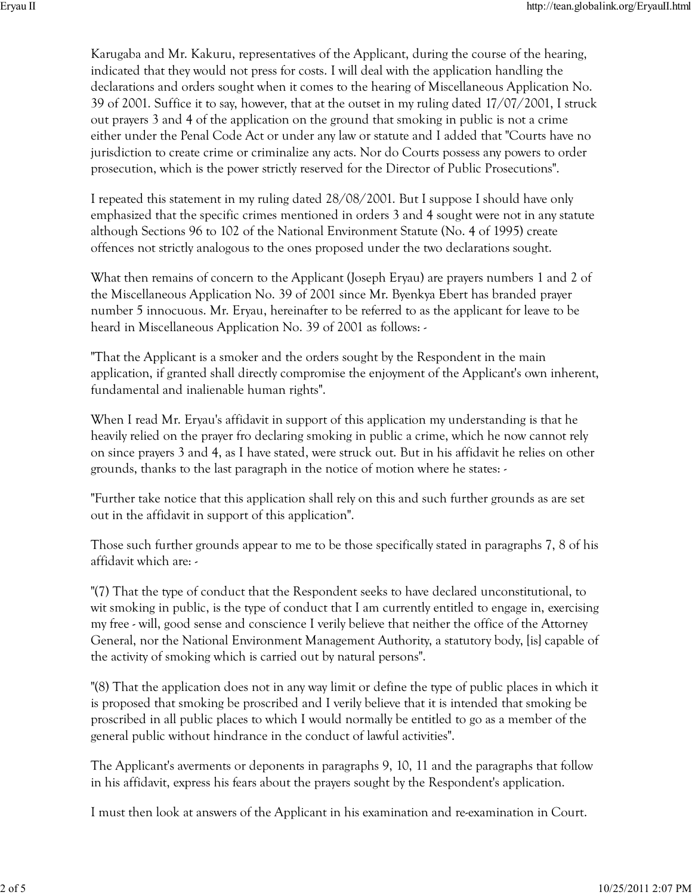Karugaba and Mr. Kakuru, representatives of the Applicant, during the course of the hearing, indicated that they would not press for costs. I will deal with the application handling the declarations and orders sought when it comes to the hearing of Miscellaneous Application No. 39 of 2001. Suffice it to say, however, that at the outset in my ruling dated 17/07/2001, I struck out prayers 3 and 4 of the application on the ground that smoking in public is not a crime either under the Penal Code Act or under any law or statute and I added that "Courts have no jurisdiction to create crime or criminalize any acts. Nor do Courts possess any powers to order prosecution, which is the power strictly reserved for the Director of Public Prosecutions".

I repeated this statement in my ruling dated 28/08/2001. But I suppose I should have only emphasized that the specific crimes mentioned in orders 3 and 4 sought were not in any statute although Sections 96 to 102 of the National Environment Statute (No. 4 of 1995) create offences not strictly analogous to the ones proposed under the two declarations sought.

What then remains of concern to the Applicant (Joseph Eryau) are prayers numbers 1 and 2 of the Miscellaneous Application No. 39 of 2001 since Mr. Byenkya Ebert has branded prayer number 5 innocuous. Mr. Eryau, hereinafter to be referred to as the applicant for leave to be heard in Miscellaneous Application No. 39 of 2001 as follows: -

"That the Applicant is a smoker and the orders sought by the Respondent in the main application, if granted shall directly compromise the enjoyment of the Applicant's own inherent, fundamental and inalienable human rights".

When I read Mr. Eryau's affidavit in support of this application my understanding is that he heavily relied on the prayer fro declaring smoking in public a crime, which he now cannot rely on since prayers 3 and 4, as I have stated, were struck out. But in his affidavit he relies on other grounds, thanks to the last paragraph in the notice of motion where he states: -

"Further take notice that this application shall rely on this and such further grounds as are set out in the affidavit in support of this application".

Those such further grounds appear to me to be those specifically stated in paragraphs 7, 8 of his affidavit which are: -

"(7) That the type of conduct that the Respondent seeks to have declared unconstitutional, to wit smoking in public, is the type of conduct that I am currently entitled to engage in, exercising my free - will, good sense and conscience I verily believe that neither the office of the Attorney General, nor the National Environment Management Authority, a statutory body, [is] capable of the activity of smoking which is carried out by natural persons".

"(8) That the application does not in any way limit or define the type of public places in which it is proposed that smoking be proscribed and I verily believe that it is intended that smoking be proscribed in all public places to which I would normally be entitled to go as a member of the general public without hindrance in the conduct of lawful activities".

The Applicant's averments or deponents in paragraphs 9, 10, 11 and the paragraphs that follow in his affidavit, express his fears about the prayers sought by the Respondent's application.

I must then look at answers of the Applicant in his examination and re-examination in Court.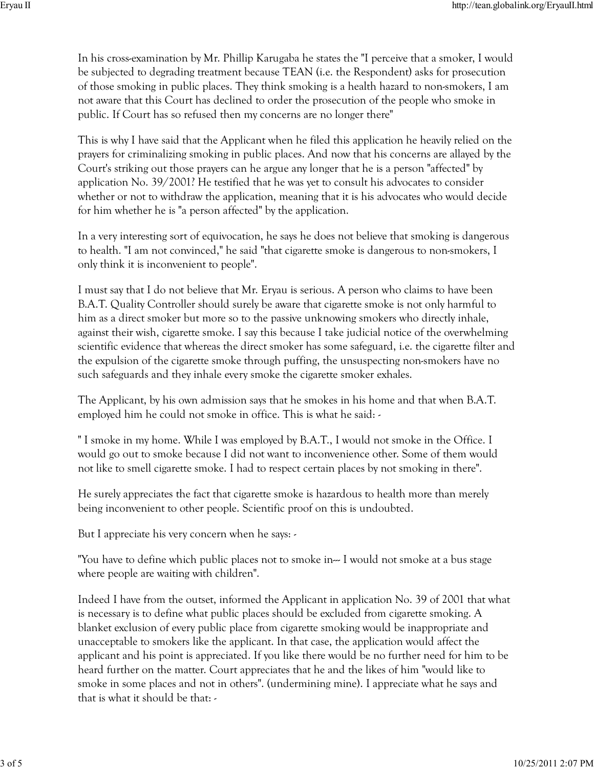In his cross-examination by Mr. Phillip Karugaba he states the "I perceive that a smoker, I would be subjected to degrading treatment because TEAN (i.e. the Respondent) asks for prosecution of those smoking in public places. They think smoking is a health hazard to non-smokers, I am not aware that this Court has declined to order the prosecution of the people who smoke in public. If Court has so refused then my concerns are no longer there"

This is why I have said that the Applicant when he filed this application he heavily relied on the prayers for criminalizing smoking in public places. And now that his concerns are allayed by the Court's striking out those prayers can he argue any longer that he is a person "affected" by application No. 39/2001? He testified that he was yet to consult his advocates to consider whether or not to withdraw the application, meaning that it is his advocates who would decide for him whether he is "a person affected" by the application.

In a very interesting sort of equivocation, he says he does not believe that smoking is dangerous to health. "I am not convinced," he said "that cigarette smoke is dangerous to non-smokers, I only think it is inconvenient to people".

I must say that I do not believe that Mr. Eryau is serious. A person who claims to have been B.A.T. Quality Controller should surely be aware that cigarette smoke is not only harmful to him as a direct smoker but more so to the passive unknowing smokers who directly inhale, against their wish, cigarette smoke. I say this because I take judicial notice of the overwhelming scientific evidence that whereas the direct smoker has some safeguard, i.e. the cigarette filter and the expulsion of the cigarette smoke through puffing, the unsuspecting non-smokers have no such safeguards and they inhale every smoke the cigarette smoker exhales.

The Applicant, by his own admission says that he smokes in his home and that when B.A.T. employed him he could not smoke in office. This is what he said: -

" I smoke in my home. While I was employed by B.A.T., I would not smoke in the Office. I would go out to smoke because I did not want to inconvenience other. Some of them would not like to smell cigarette smoke. I had to respect certain places by not smoking in there".

He surely appreciates the fact that cigarette smoke is hazardous to health more than merely being inconvenient to other people. Scientific proof on this is undoubted.

But I appreciate his very concern when he says: -

"You have to define which public places not to smoke in--- I would not smoke at a bus stage where people are waiting with children".

Indeed I have from the outset, informed the Applicant in application No. 39 of 2001 that what is necessary is to define what public places should be excluded from cigarette smoking. A blanket exclusion of every public place from cigarette smoking would be inappropriate and unacceptable to smokers like the applicant. In that case, the application would affect the applicant and his point is appreciated. If you like there would be no further need for him to be heard further on the matter. Court appreciates that he and the likes of him "would like to smoke in some places and not in others". (undermining mine). I appreciate what he says and that is what it should be that: -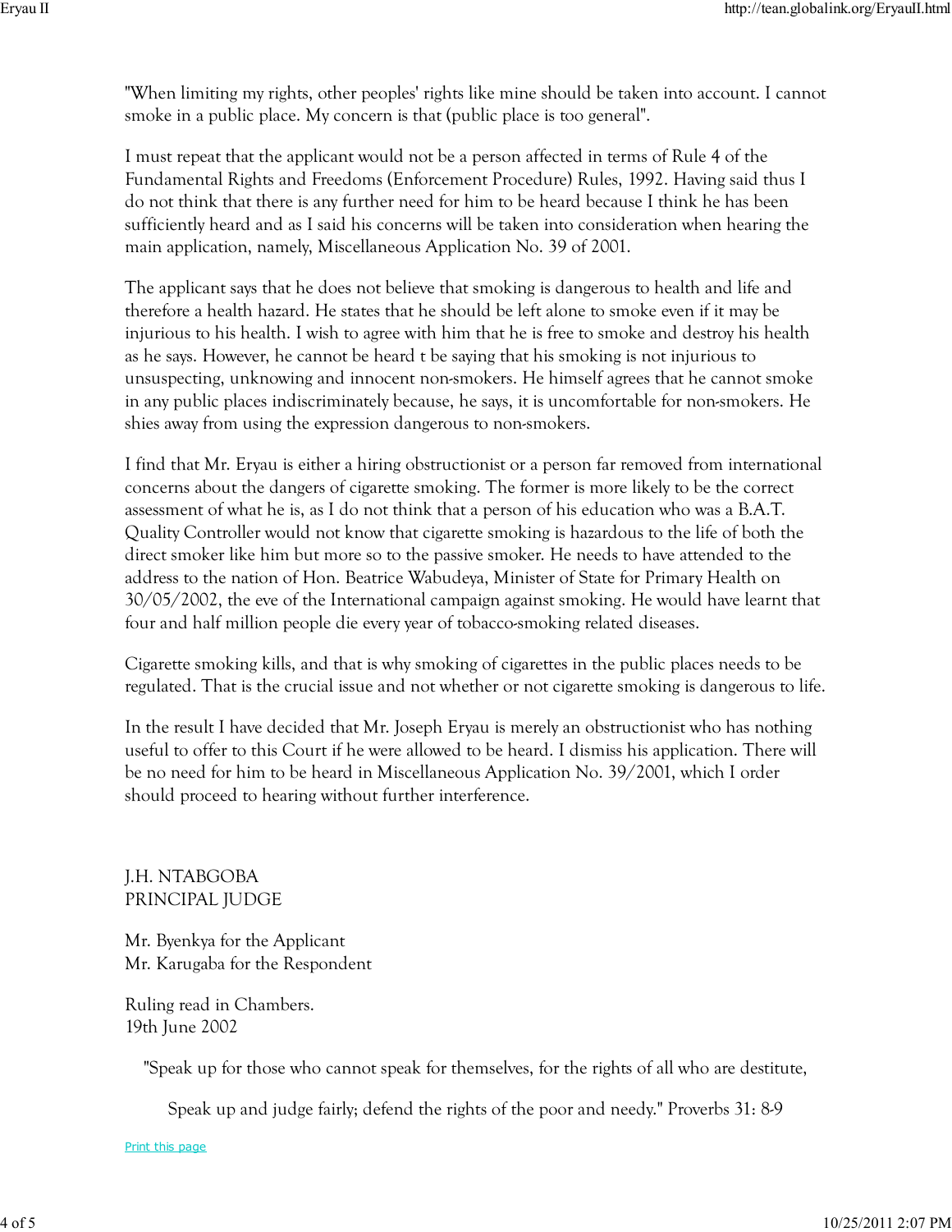"When limiting my rights, other peoples' rights like mine should be taken into account. I cannot smoke in a public place. My concern is that (public place is too general".

I must repeat that the applicant would not be a person affected in terms of Rule 4 of the Fundamental Rights and Freedoms (Enforcement Procedure) Rules, 1992. Having said thus I do not think that there is any further need for him to be heard because I think he has been sufficiently heard and as I said his concerns will be taken into consideration when hearing the main application, namely, Miscellaneous Application No. 39 of 2001.

The applicant says that he does not believe that smoking is dangerous to health and life and therefore a health hazard. He states that he should be left alone to smoke even if it may be injurious to his health. I wish to agree with him that he is free to smoke and destroy his health as he says. However, he cannot be heard t be saying that his smoking is not injurious to unsuspecting, unknowing and innocent non-smokers. He himself agrees that he cannot smoke in any public places indiscriminately because, he says, it is uncomfortable for non-smokers. He shies away from using the expression dangerous to non-smokers.

I find that Mr. Eryau is either a hiring obstructionist or a person far removed from international concerns about the dangers of cigarette smoking. The former is more likely to be the correct assessment of what he is, as I do not think that a person of his education who was a B.A.T. Quality Controller would not know that cigarette smoking is hazardous to the life of both the direct smoker like him but more so to the passive smoker. He needs to have attended to the address to the nation of Hon. Beatrice Wabudeya, Minister of State for Primary Health on 30/05/2002, the eve of the International campaign against smoking. He would have learnt that four and half million people die every year of tobacco-smoking related diseases.

Cigarette smoking kills, and that is why smoking of cigarettes in the public places needs to be regulated. That is the crucial issue and not whether or not cigarette smoking is dangerous to life.

In the result I have decided that Mr. Joseph Eryau is merely an obstructionist who has nothing useful to offer to this Court if he were allowed to be heard. I dismiss his application. There will be no need for him to be heard in Miscellaneous Application No. 39/2001, which I order should proceed to hearing without further interference.

J.H. NTABGOBA
PRINCIPAL JUDGE

Mr. Byenkya for the Applicant
Mr. Karugaba for the Respondent

Ruling read in Chambers.
19th June 2002

"Speak up for those who cannot speak for themselves, for the rights of all who are destitute,

Speak up and judge fairly; defend the rights of the poor and needy." Proverbs 31: 8-9

Print this page